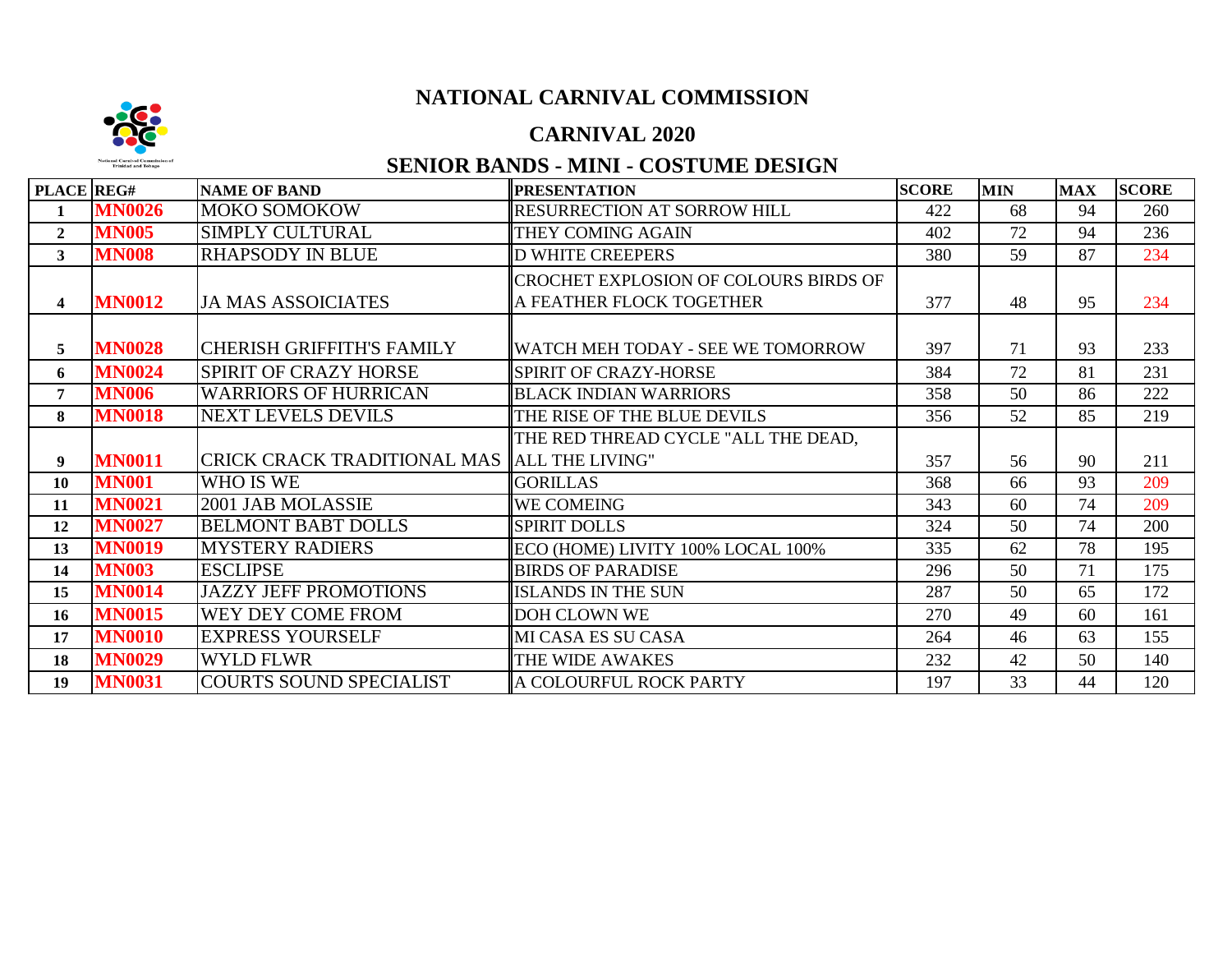# NATIONAL CARNIVAL COMMISSION

## CARNIVAL 2020

## SENIOR BANDS - MINI - COSTUME DESIGN

| PLACE | REG# | NAME OF BAND | PRESENTATION | SCORE | MIN | MAX | SCORE |
|---|---|---|---|---|---|---|---|
| 1 | MN0026 | MOKO SOMOKOW | RESURRECTION AT SORROW HILL | 422 | 68 | 94 | 260 |
| 2 | MN005 | SIMPLY CULTURAL | THEY COMING AGAIN | 402 | 72 | 94 | 236 |
| 3 | MN008 | RHAPSODY IN BLUE | D WHITE CREEPERS | 380 | 59 | 87 | 234 |
| 4 | MN0012 | JA MAS ASSOICIATES | CROCHET EXPLOSION OF COLOURS BIRDS OF A FEATHER FLOCK TOGETHER | 377 | 48 | 95 | 234 |
| 5 | MN0028 | CHERISH GRIFFITH'S FAMILY | WATCH MEH TODAY - SEE WE TOMORROW | 397 | 71 | 93 | 233 |
| 6 | MN0024 | SPIRIT OF CRAZY HORSE | SPIRIT OF CRAZY-HORSE | 384 | 72 | 81 | 231 |
| 7 | MN006 | WARRIORS OF HURRICAN | BLACK INDIAN WARRIORS | 358 | 50 | 86 | 222 |
| 8 | MN0018 | NEXT LEVELS DEVILS | THE RISE OF THE BLUE DEVILS | 356 | 52 | 85 | 219 |
| 9 | MN0011 | CRICK CRACK TRADITIONAL MAS | THE RED THREAD CYCLE "ALL THE DEAD, ALL THE LIVING" | 357 | 56 | 90 | 211 |
| 10 | MN001 | WHO IS WE | GORILLAS | 368 | 66 | 93 | 209 |
| 11 | MN0021 | 2001 JAB MOLASSIE | WE COMEING | 343 | 60 | 74 | 209 |
| 12 | MN0027 | BELMONT BABT DOLLS | SPIRIT DOLLS | 324 | 50 | 74 | 200 |
| 13 | MN0019 | MYSTERY RADIERS | ECO (HOME) LIVITY 100% LOCAL 100% | 335 | 62 | 78 | 195 |
| 14 | MN003 | ESCLIPSE | BIRDS OF PARADISE | 296 | 50 | 71 | 175 |
| 15 | MN0014 | JAZZY JEFF PROMOTIONS | ISLANDS IN THE SUN | 287 | 50 | 65 | 172 |
| 16 | MN0015 | WEY DEY COME FROM | DOH CLOWN WE | 270 | 49 | 60 | 161 |
| 17 | MN0010 | EXPRESS YOURSELF | MI CASA ES SU CASA | 264 | 46 | 63 | 155 |
| 18 | MN0029 | WYLD FLWR | THE WIDE AWAKES | 232 | 42 | 50 | 140 |
| 19 | MN0031 | COURTS SOUND SPECIALIST | A COLOURFUL ROCK PARTY | 197 | 33 | 44 | 120 |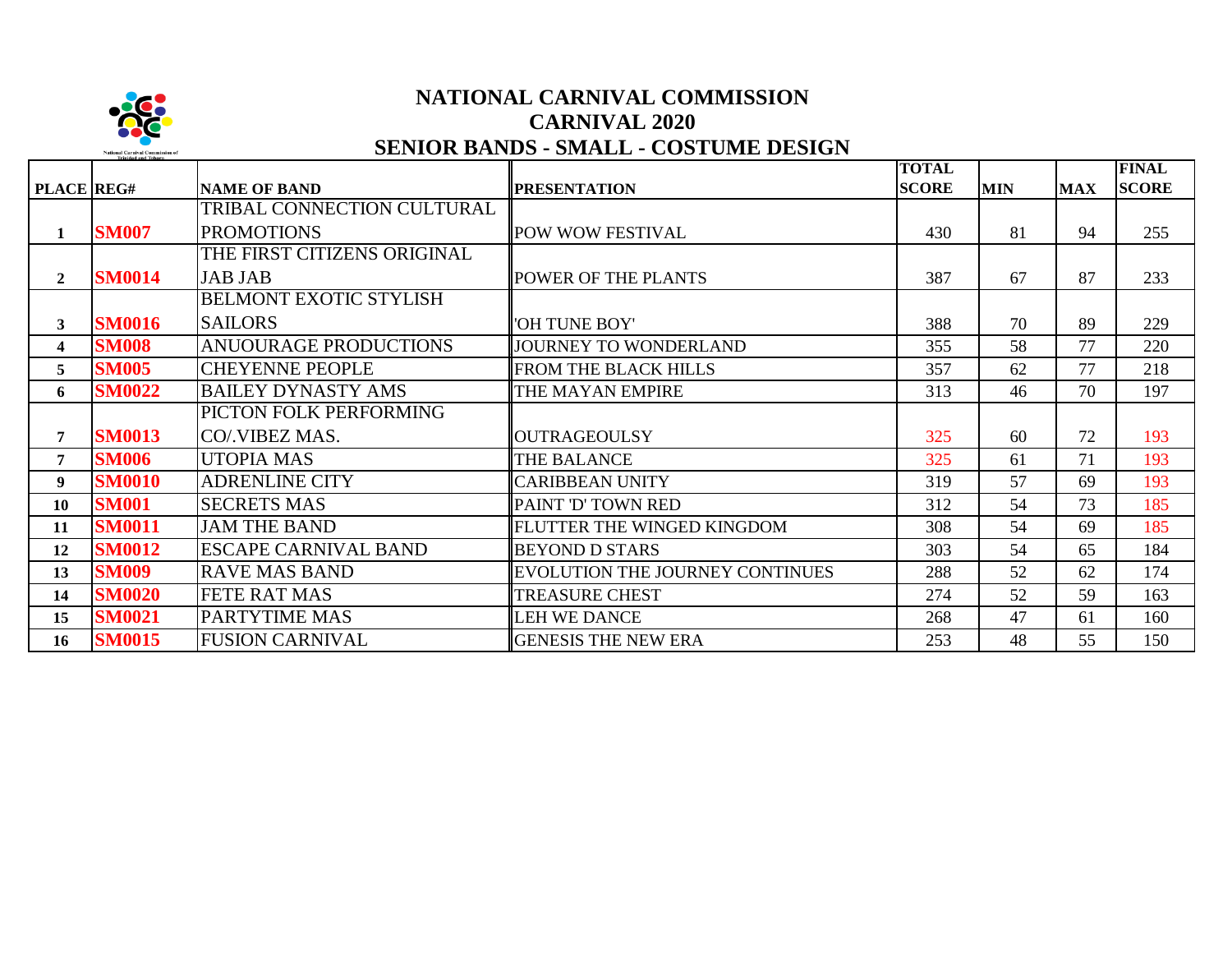# NATIONAL CARNIVAL COMMISSION

## CARNIVAL 2020

## SENIOR BANDS - SMALL - COSTUME DESIGN

| PLACE | REG# | NAME OF BAND | PRESENTATION | TOTAL SCORE | MIN | MAX | FINAL SCORE |
|---|---|---|---|---|---|---|---|
| 1 | SM007 | TRIBAL CONNECTION CULTURAL PROMOTIONS | POW WOW FESTIVAL | 430 | 81 | 94 | 255 |
| 2 | SM0014 | THE FIRST CITIZENS ORIGINAL JAB JAB | POWER OF THE PLANTS | 387 | 67 | 87 | 233 |
| 3 | SM0016 | BELMONT EXOTIC STYLISH SAILORS | 'OH TUNE BOY' | 388 | 70 | 89 | 229 |
| 4 | SM008 | ANUOURAGE PRODUCTIONS | JOURNEY TO WONDERLAND | 355 | 58 | 77 | 220 |
| 5 | SM005 | CHEYENNE PEOPLE | FROM THE BLACK HILLS | 357 | 62 | 77 | 218 |
| 6 | SM0022 | BAILEY DYNASTY AMS | THE MAYAN EMPIRE | 313 | 46 | 70 | 197 |
| 7 | SM0013 | PICTON FOLK PERFORMING CO/.VIBEZ MAS. | OUTRAGEOULSY | 325 | 60 | 72 | 193 |
| 7 | SM006 | UTOPIA MAS | THE BALANCE | 325 | 61 | 71 | 193 |
| 9 | SM0010 | ADRENLINE CITY | CARIBBEAN UNITY | 319 | 57 | 69 | 193 |
| 10 | SM001 | SECRETS MAS | PAINT 'D' TOWN RED | 312 | 54 | 73 | 185 |
| 11 | SM0011 | JAM THE BAND | FLUTTER THE WINGED KINGDOM | 308 | 54 | 69 | 185 |
| 12 | SM0012 | ESCAPE CARNIVAL BAND | BEYOND D STARS | 303 | 54 | 65 | 184 |
| 13 | SM009 | RAVE MAS BAND | EVOLUTION THE JOURNEY CONTINUES | 288 | 52 | 62 | 174 |
| 14 | SM0020 | FETE RAT MAS | TREASURE CHEST | 274 | 52 | 59 | 163 |
| 15 | SM0021 | PARTYTIME MAS | LEH WE DANCE | 268 | 47 | 61 | 160 |
| 16 | SM0015 | FUSION CARNIVAL | GENESIS THE NEW ERA | 253 | 48 | 55 | 150 |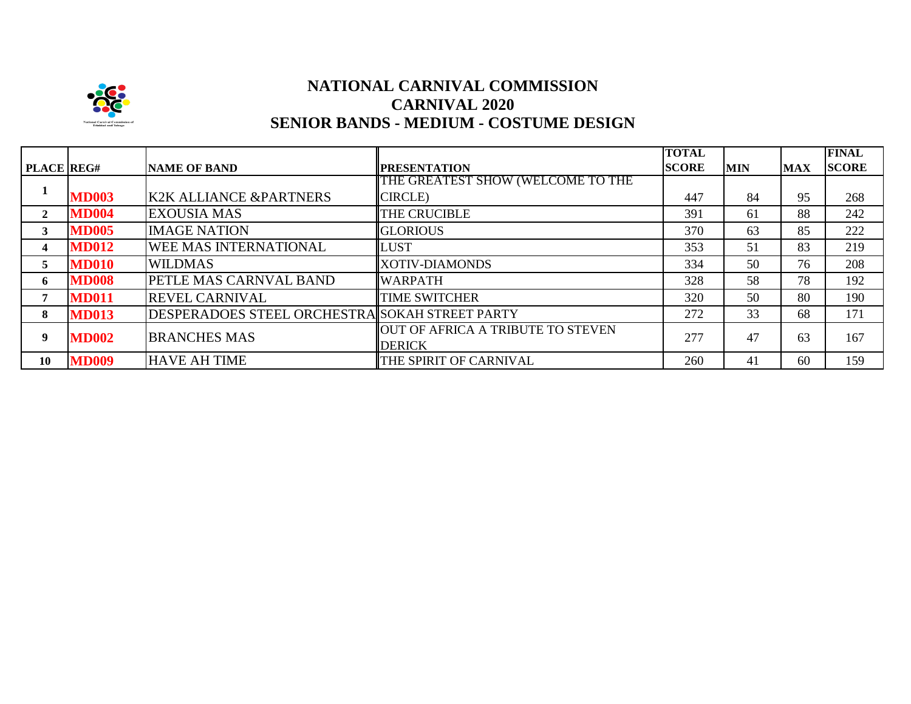# NATIONAL CARNIVAL COMMISSION
## CARNIVAL 2020
## SENIOR BANDS - MEDIUM - COSTUME DESIGN

| PLACE | REG# | NAME OF BAND | PRESENTATION | TOTAL SCORE | MIN | MAX | FINAL SCORE |
|---|---|---|---|---|---|---|---|
| 1 | MD003 | K2K ALLIANCE &PARTNERS | THE GREATEST SHOW (WELCOME TO THE CIRCLE) | 447 | 84 | 95 | 268 |
| 2 | MD004 | EXOUSIA MAS | THE CRUCIBLE | 391 | 61 | 88 | 242 |
| 3 | MD005 | IMAGE NATION | GLORIOUS | 370 | 63 | 85 | 222 |
| 4 | MD012 | WEE MAS INTERNATIONAL | LUST | 353 | 51 | 83 | 219 |
| 5 | MD010 | WILDMAS | XOTIV-DIAMONDS | 334 | 50 | 76 | 208 |
| 6 | MD008 | PETLE MAS CARNVAL BAND | WARPATH | 328 | 58 | 78 | 192 |
| 7 | MD011 | REVEL CARNIVAL | TIME SWITCHER | 320 | 50 | 80 | 190 |
| 8 | MD013 | DESPERADOES STEEL ORCHESTRA | SOKAH STREET PARTY | 272 | 33 | 68 | 171 |
| 9 | MD002 | BRANCHES MAS | OUT OF AFRICA A TRIBUTE TO STEVEN DERICK | 277 | 47 | 63 | 167 |
| 10 | MD009 | HAVE AH TIME | THE SPIRIT OF CARNIVAL | 260 | 41 | 60 | 159 |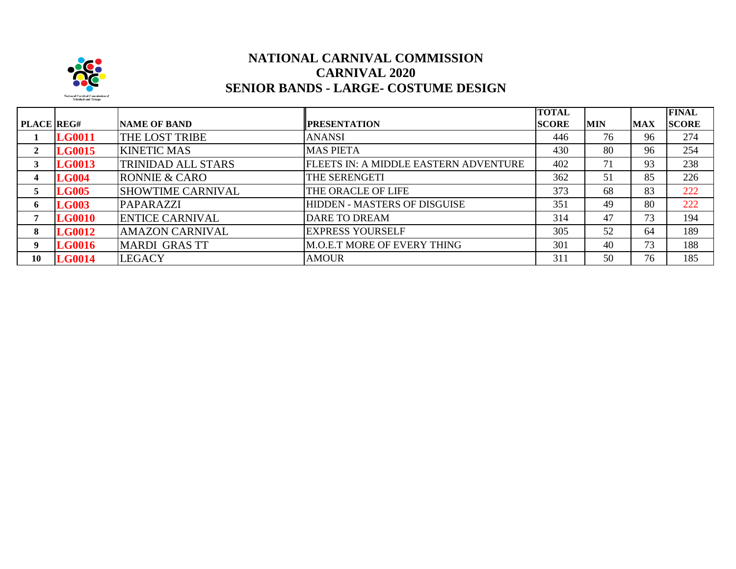# NATIONAL CARNIVAL COMMISSION
## CARNIVAL 2020
## SENIOR BANDS - LARGE- COSTUME DESIGN

| PLACE | REG# | NAME OF BAND | PRESENTATION | TOTAL SCORE | MIN | MAX | FINAL SCORE |
|---|---|---|---|---|---|---|---|
| 1 | LG0011 | THE LOST TRIBE | ANANSI | 446 | 76 | 96 | 274 |
| 2 | LG0015 | KINETIC MAS | MAS PIETA | 430 | 80 | 96 | 254 |
| 3 | LG0013 | TRINIDAD ALL STARS | FLEETS IN: A MIDDLE EASTERN ADVENTURE | 402 | 71 | 93 | 238 |
| 4 | LG004 | RONNIE & CARO | THE SERENGETI | 362 | 51 | 85 | 226 |
| 5 | LG005 | SHOWTIME CARNIVAL | THE ORACLE OF LIFE | 373 | 68 | 83 | 222 |
| 6 | LG003 | PAPARAZZI | HIDDEN - MASTERS OF DISGUISE | 351 | 49 | 80 | 222 |
| 7 | LG0010 | ENTICE CARNIVAL | DARE TO DREAM | 314 | 47 | 73 | 194 |
| 8 | LG0012 | AMAZON CARNIVAL | EXPRESS YOURSELF | 305 | 52 | 64 | 189 |
| 9 | LG0016 | MARDI GRAS TT | M.O.E.T MORE OF EVERY THING | 301 | 40 | 73 | 188 |
| 10 | LG0014 | LEGACY | AMOUR | 311 | 50 | 76 | 185 |